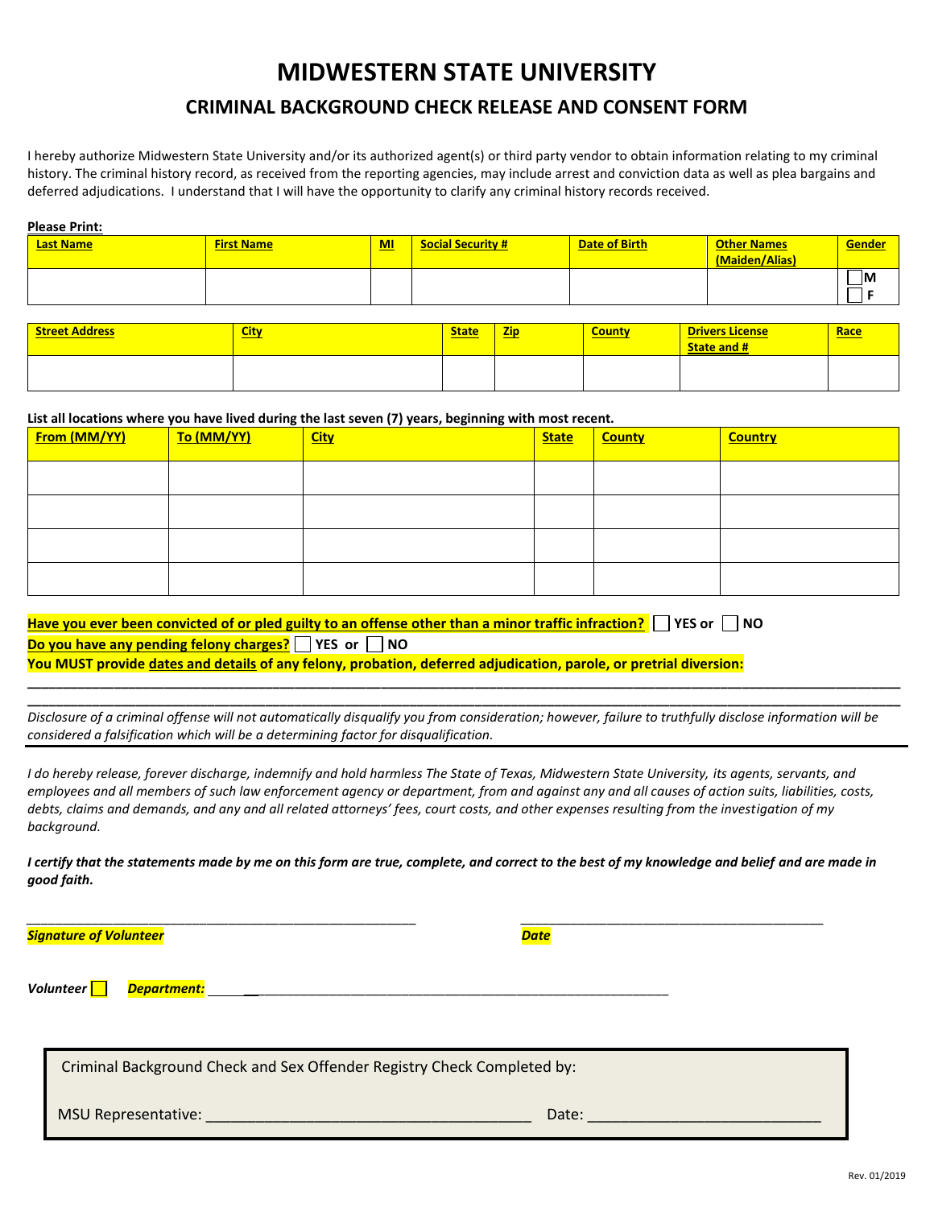# MIDWESTERN STATE UNIVERSITY

## CRIMINAL BACKGROUND CHECK RELEASE AND CONSENT FORM

I hereby authorize Midwestern State University and/or its authorized agent(s) or third party vendor to obtain information relating to my criminal history. The criminal history record, as received from the reporting agencies, may include arrest and conviction data as well as plea bargains and deferred adjudications. I understand that I will have the opportunity to clarify any criminal history records received.

**Please Print:**

| Last Name | First Name | MI | Social Security # | Date of Birth | Other Names (Maiden/Alias) | Gender |
|---|---|---|---|---|---|---|
| | | | | | | ☐ M ☐ F |

| Street Address | City | State | Zip | County | Drivers License State and # | Race |
|---|---|---|---|---|---|---|
| | | | | | | |

**List all locations where you have lived during the last seven (7) years, beginning with most recent.**

| From (MM/YY) | To (MM/YY) | City | State | County | Country |
|---|---|---|---|---|---|
| | | | | | |
| | | | | | |
| | | | | | |
| | | | | | |

**Have you ever been convicted of or pled guilty to an offense other than a minor traffic infraction?** ☐ **YES or** ☐ **NO**

**Do you have any pending felony charges?** ☐ **YES or** ☐ **NO**

**You MUST provide dates and details of any felony, probation, deferred adjudication, parole, or pretrial diversion:**

______________________________________________________________________________________________

______________________________________________________________________________________________

*Disclosure of a criminal offense will not automatically disqualify you from consideration; however, failure to truthfully disclose information will be considered a falsification which will be a determining factor for disqualification.*

*I do hereby release, forever discharge, indemnify and hold harmless The State of Texas, Midwestern State University, its agents, servants, and employees and all members of such law enforcement agency or department, from and against any and all causes of action suits, liabilities, costs, debts, claims and demands, and any and all related attorneys' fees, court costs, and other expenses resulting from the investigation of my background.*

***I certify that the statements made by me on this form are true, complete, and correct to the best of my knowledge and belief and are made in good faith.***

_________________________________________ _________________________________

***Signature of Volunteer*** ***Date***

***Volunteer*** ☐ ***Department:*** ____________________________________________________

Criminal Background Check and Sex Offender Registry Check Completed by:

MSU Representative: ____________________________________ Date: __________________________

Rev. 01/2019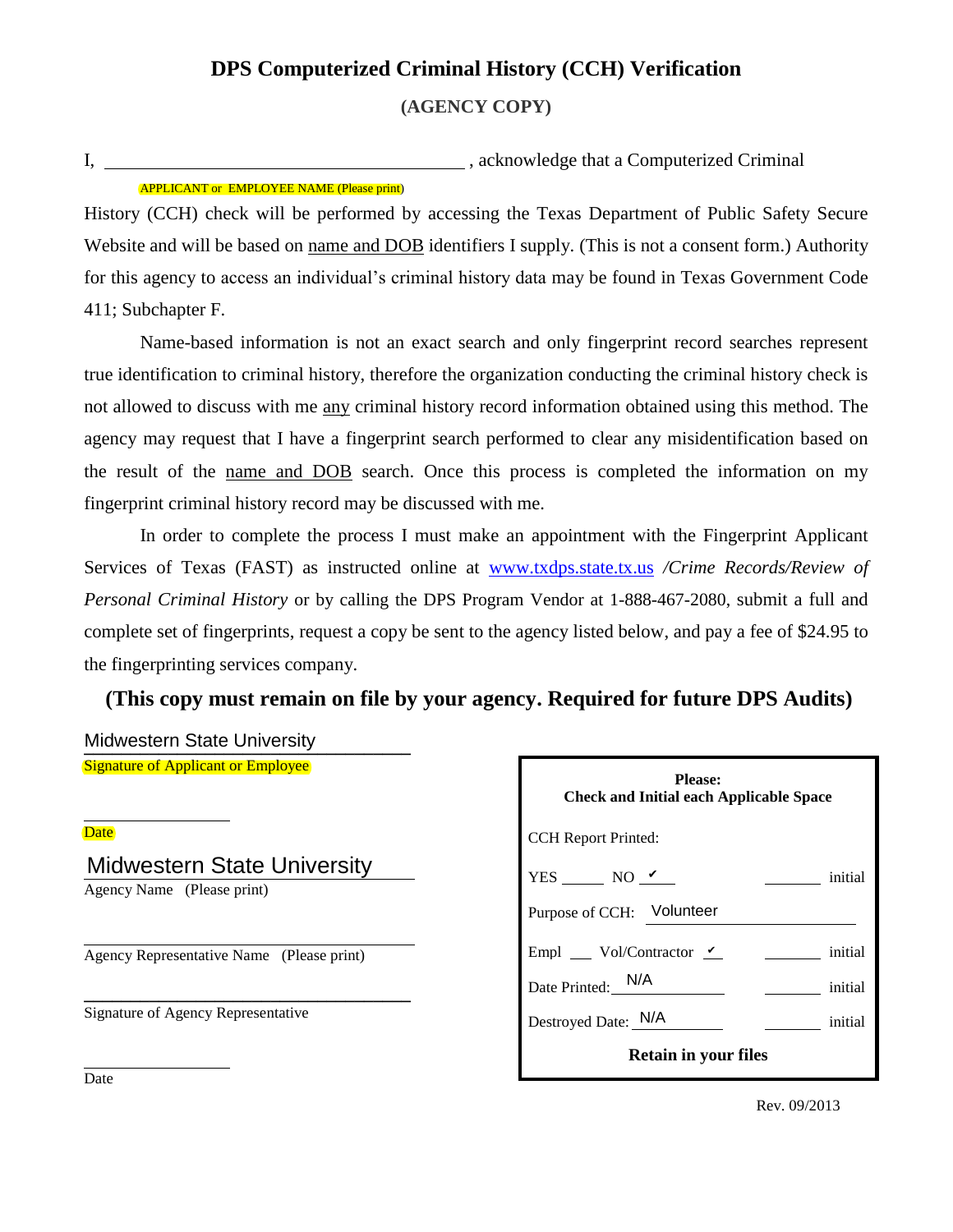# DPS Computerized Criminal History (CCH) Verification

**(AGENCY COPY)**

I, ________________________________________ , acknowledge that a Computerized Criminal

APPLICANT or EMPLOYEE NAME (Please print)

History (CCH) check will be performed by accessing the Texas Department of Public Safety Secure Website and will be based on name and DOB identifiers I supply. (This is not a consent form.) Authority for this agency to access an individual's criminal history data may be found in Texas Government Code 411; Subchapter F.

Name-based information is not an exact search and only fingerprint record searches represent true identification to criminal history, therefore the organization conducting the criminal history check is not allowed to discuss with me any criminal history record information obtained using this method. The agency may request that I have a fingerprint search performed to clear any misidentification based on the result of the name and DOB search. Once this process is completed the information on my fingerprint criminal history record may be discussed with me.

In order to complete the process I must make an appointment with the Fingerprint Applicant Services of Texas (FAST) as instructed online at www.txdps.state.tx.us */Crime Records/Review of Personal Criminal History* or by calling the DPS Program Vendor at 1-888-467-2080, submit a full and complete set of fingerprints, request a copy be sent to the agency listed below, and pay a fee of $24.95 to the fingerprinting services company.

**(This copy must remain on file by your agency. Required for future DPS Audits)**

Midwestern State University
Signature of Applicant or Employee

________________
Date

Midwestern State University
Agency Name (Please print)

________________________________________
Agency Representative Name (Please print)

________________________________________
Signature of Agency Representative

________________
Date

**Please:**
**Check and Initial each Applicable Space**

CCH Report Printed:

YES ______ NO ✔ ______ initial

Purpose of CCH: Volunteer

Empl ___ Vol/Contractor ✔ ______ initial

Date Printed: N/A ______ initial

Destroyed Date: N/A ______ initial

**Retain in your files**

Rev. 09/2013